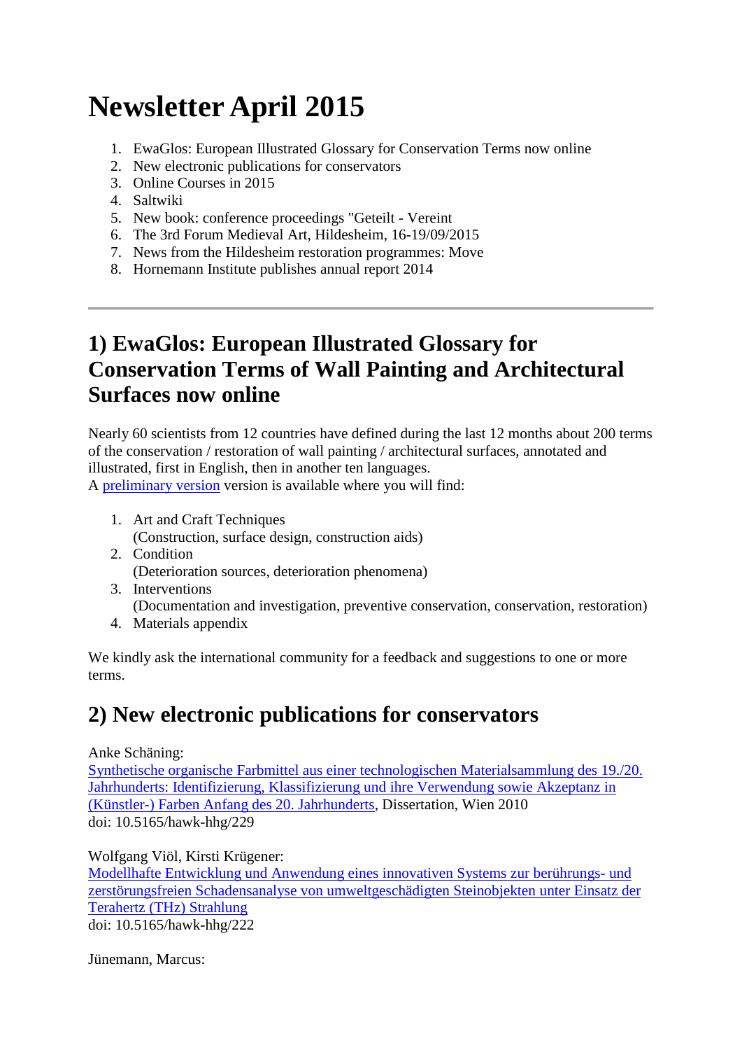# Newsletter April 2015

1. EwaGlos: European Illustrated Glossary for Conservation Terms now online
2. New electronic publications for conservators
3. Online Courses in 2015
4. Saltwiki
5. New book: conference proceedings "Geteilt - Vereint
6. The 3rd Forum Medieval Art, Hildesheim, 16-19/09/2015
7. News from the Hildesheim restoration programmes: Move
8. Hornemann Institute publishes annual report 2014

---

## 1) EwaGlos: European Illustrated Glossary for Conservation Terms of Wall Painting and Architectural Surfaces now online

Nearly 60 scientists from 12 countries have defined during the last 12 months about 200 terms of the conservation / restoration of wall painting / architectural surfaces, annotated and illustrated, first in English, then in another ten languages.
A preliminary version version is available where you will find:

1. Art and Craft Techniques
   (Construction, surface design, construction aids)
2. Condition
   (Deterioration sources, deterioration phenomena)
3. Interventions
   (Documentation and investigation, preventive conservation, conservation, restoration)
4. Materials appendix

We kindly ask the international community for a feedback and suggestions to one or more terms.

## 2) New electronic publications for conservators

Anke Schäning:
Synthetische organische Farbmittel aus einer technologischen Materialsammlung des 19./20. Jahrhunderts: Identifizierung, Klassifizierung und ihre Verwendung sowie Akzeptanz in (Künstler-) Farben Anfang des 20. Jahrhunderts, Dissertation, Wien 2010
doi: 10.5165/hawk-hhg/229

Wolfgang Viöl, Kirsti Krügener:
Modellhafte Entwicklung und Anwendung eines innovativen Systems zur berührungs- und zerstörungsfreien Schadensanalyse von umweltgeschädigten Steinobjekten unter Einsatz der Terahertz (THz) Strahlung
doi: 10.5165/hawk-hhg/222

Jünemann, Marcus: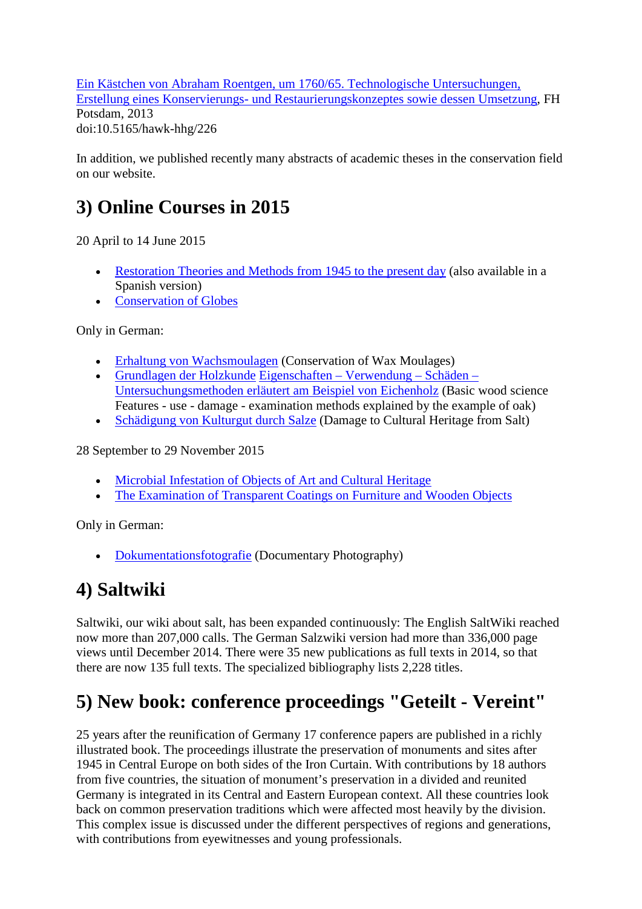Ein Kästchen von Abraham Roentgen, um 1760/65. Technologische Untersuchungen, Erstellung eines Konservierungs- und Restaurierungskonzeptes sowie dessen Umsetzung, FH Potsdam, 2013
doi:10.5165/hawk-hhg/226

In addition, we published recently many abstracts of academic theses in the conservation field on our website.

## 3) Online Courses in 2015

20 April to 14 June 2015

- Restoration Theories and Methods from 1945 to the present day (also available in a Spanish version)
- Conservation of Globes

Only in German:

- Erhaltung von Wachsmoulagen (Conservation of Wax Moulages)
- Grundlagen der Holzkunde Eigenschaften – Verwendung – Schäden – Untersuchungsmethoden erläutert am Beispiel von Eichenholz (Basic wood science Features - use - damage - examination methods explained by the example of oak)
- Schädigung von Kulturgut durch Salze (Damage to Cultural Heritage from Salt)

28 September to 29 November 2015

- Microbial Infestation of Objects of Art and Cultural Heritage
- The Examination of Transparent Coatings on Furniture and Wooden Objects

Only in German:

- Dokumentationsfotografie (Documentary Photography)

## 4) Saltwiki

Saltwiki, our wiki about salt, has been expanded continuously: The English SaltWiki reached now more than 207,000 calls. The German Salzwiki version had more than 336,000 page views until December 2014. There were 35 new publications as full texts in 2014, so that there are now 135 full texts. The specialized bibliography lists 2,228 titles.

## 5) New book: conference proceedings "Geteilt - Vereint"

25 years after the reunification of Germany 17 conference papers are published in a richly illustrated book. The proceedings illustrate the preservation of monuments and sites after 1945 in Central Europe on both sides of the Iron Curtain. With contributions by 18 authors from five countries, the situation of monument's preservation in a divided and reunited Germany is integrated in its Central and Eastern European context. All these countries look back on common preservation traditions which were affected most heavily by the division. This complex issue is discussed under the different perspectives of regions and generations, with contributions from eyewitnesses and young professionals.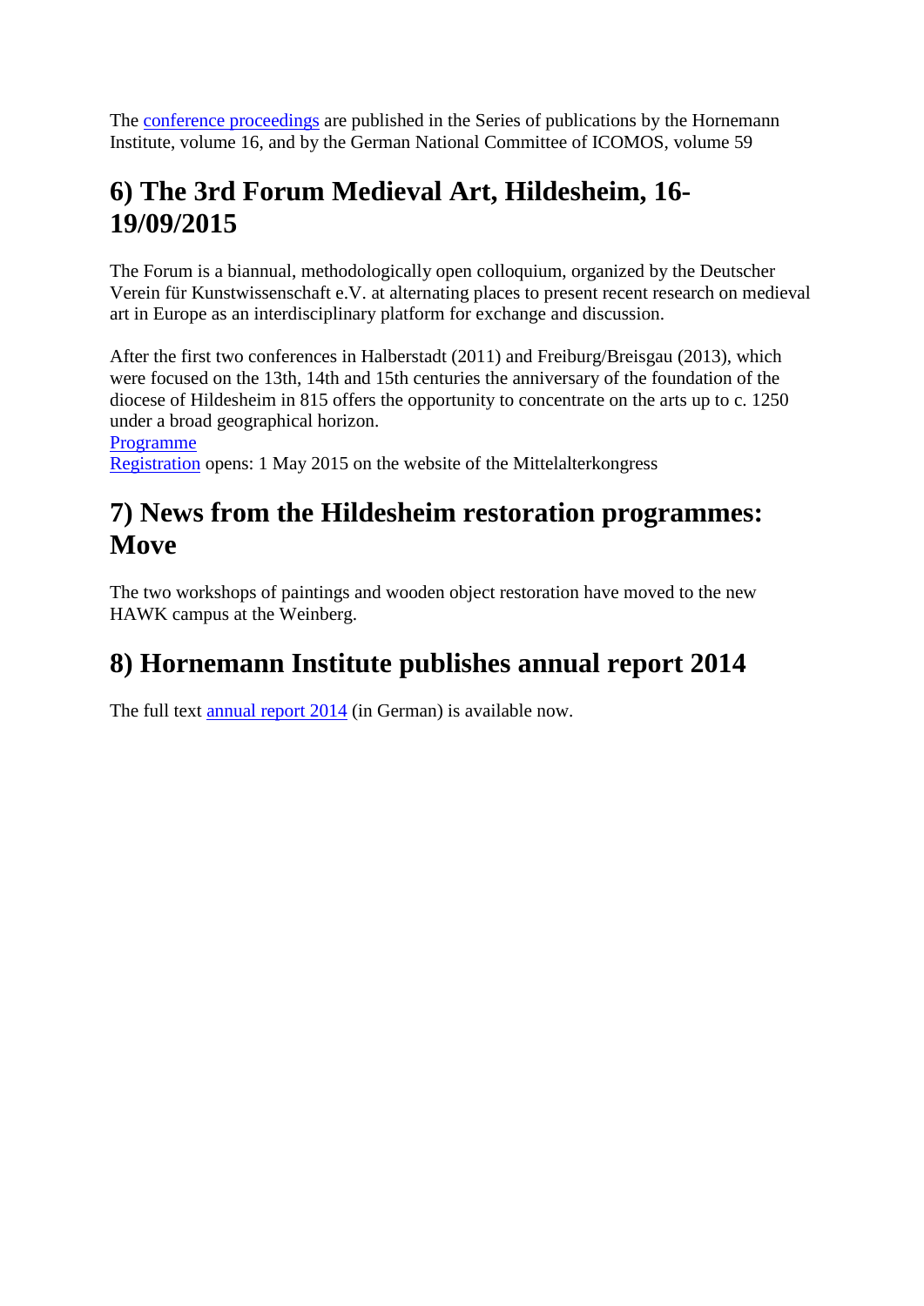The conference proceedings are published in the Series of publications by the Hornemann Institute, volume 16, and by the German National Committee of ICOMOS, volume 59

## 6) The 3rd Forum Medieval Art, Hildesheim, 16-19/09/2015

The Forum is a biannual, methodologically open colloquium, organized by the Deutscher Verein für Kunstwissenschaft e.V. at alternating places to present recent research on medieval art in Europe as an interdisciplinary platform for exchange and discussion.

After the first two conferences in Halberstadt (2011) and Freiburg/Breisgau (2013), which were focused on the 13th, 14th and 15th centuries the anniversary of the foundation of the diocese of Hildesheim in 815 offers the opportunity to concentrate on the arts up to c. 1250 under a broad geographical horizon.
Programme
Registration opens: 1 May 2015 on the website of the Mittelalterkongress

## 7) News from the Hildesheim restoration programmes: Move

The two workshops of paintings and wooden object restoration have moved to the new HAWK campus at the Weinberg.

## 8) Hornemann Institute publishes annual report 2014

The full text annual report 2014 (in German) is available now.